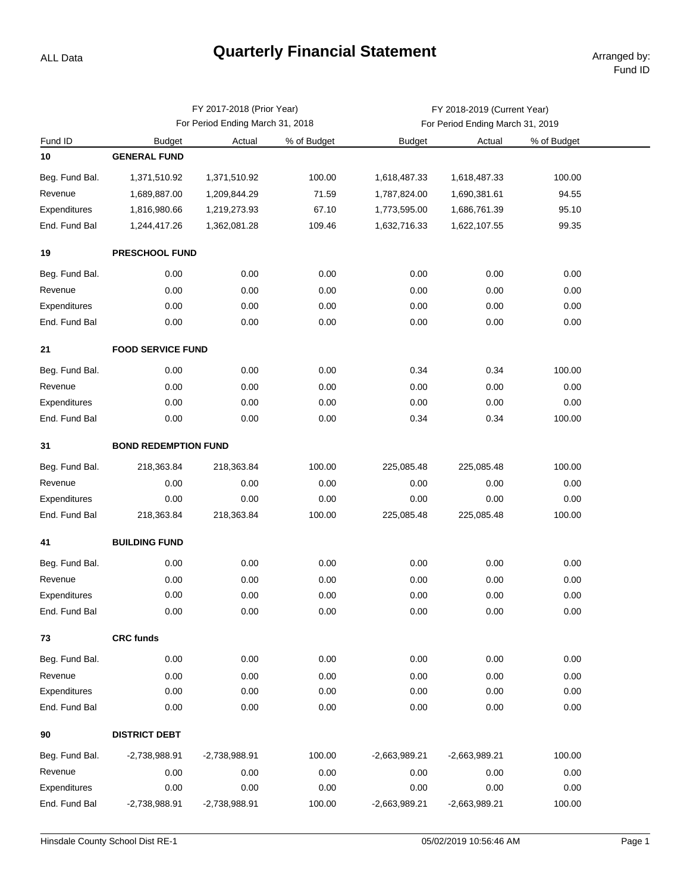ALL Data

# Quarterly Financial Statement

Arranged by: Fund ID

| | | FY 2017-2018 (Prior Year) For Period Ending March 31, 2018 | | | FY 2018-2019 (Current Year) For Period Ending March 31, 2019 | |
|---|---|---|---|---|---|---|
| Fund ID | Budget | Actual | % of Budget | Budget | Actual | % of Budget |
| **10** | **GENERAL FUND** | | | | | |
| Beg. Fund Bal. | 1,371,510.92 | 1,371,510.92 | 100.00 | 1,618,487.33 | 1,618,487.33 | 100.00 |
| Revenue | 1,689,887.00 | 1,209,844.29 | 71.59 | 1,787,824.00 | 1,690,381.61 | 94.55 |
| Expenditures | 1,816,980.66 | 1,219,273.93 | 67.10 | 1,773,595.00 | 1,686,761.39 | 95.10 |
| End. Fund Bal | 1,244,417.26 | 1,362,081.28 | 109.46 | 1,632,716.33 | 1,622,107.55 | 99.35 |
| **19** | **PRESCHOOL FUND** | | | | | |
| Beg. Fund Bal. | 0.00 | 0.00 | 0.00 | 0.00 | 0.00 | 0.00 |
| Revenue | 0.00 | 0.00 | 0.00 | 0.00 | 0.00 | 0.00 |
| Expenditures | 0.00 | 0.00 | 0.00 | 0.00 | 0.00 | 0.00 |
| End. Fund Bal | 0.00 | 0.00 | 0.00 | 0.00 | 0.00 | 0.00 |
| **21** | **FOOD SERVICE FUND** | | | | | |
| Beg. Fund Bal. | 0.00 | 0.00 | 0.00 | 0.34 | 0.34 | 100.00 |
| Revenue | 0.00 | 0.00 | 0.00 | 0.00 | 0.00 | 0.00 |
| Expenditures | 0.00 | 0.00 | 0.00 | 0.00 | 0.00 | 0.00 |
| End. Fund Bal | 0.00 | 0.00 | 0.00 | 0.34 | 0.34 | 100.00 |
| **31** | **BOND REDEMPTION FUND** | | | | | |
| Beg. Fund Bal. | 218,363.84 | 218,363.84 | 100.00 | 225,085.48 | 225,085.48 | 100.00 |
| Revenue | 0.00 | 0.00 | 0.00 | 0.00 | 0.00 | 0.00 |
| Expenditures | 0.00 | 0.00 | 0.00 | 0.00 | 0.00 | 0.00 |
| End. Fund Bal | 218,363.84 | 218,363.84 | 100.00 | 225,085.48 | 225,085.48 | 100.00 |
| **41** | **BUILDING FUND** | | | | | |
| Beg. Fund Bal. | 0.00 | 0.00 | 0.00 | 0.00 | 0.00 | 0.00 |
| Revenue | 0.00 | 0.00 | 0.00 | 0.00 | 0.00 | 0.00 |
| Expenditures | 0.00 | 0.00 | 0.00 | 0.00 | 0.00 | 0.00 |
| End. Fund Bal | 0.00 | 0.00 | 0.00 | 0.00 | 0.00 | 0.00 |
| **73** | **CRC funds** | | | | | |
| Beg. Fund Bal. | 0.00 | 0.00 | 0.00 | 0.00 | 0.00 | 0.00 |
| Revenue | 0.00 | 0.00 | 0.00 | 0.00 | 0.00 | 0.00 |
| Expenditures | 0.00 | 0.00 | 0.00 | 0.00 | 0.00 | 0.00 |
| End. Fund Bal | 0.00 | 0.00 | 0.00 | 0.00 | 0.00 | 0.00 |
| **90** | **DISTRICT DEBT** | | | | | |
| Beg. Fund Bal. | -2,738,988.91 | -2,738,988.91 | 100.00 | -2,663,989.21 | -2,663,989.21 | 100.00 |
| Revenue | 0.00 | 0.00 | 0.00 | 0.00 | 0.00 | 0.00 |
| Expenditures | 0.00 | 0.00 | 0.00 | 0.00 | 0.00 | 0.00 |
| End. Fund Bal | -2,738,988.91 | -2,738,988.91 | 100.00 | -2,663,989.21 | -2,663,989.21 | 100.00 |

Hinsdale County School Dist RE-1 05/02/2019 10:56:46 AM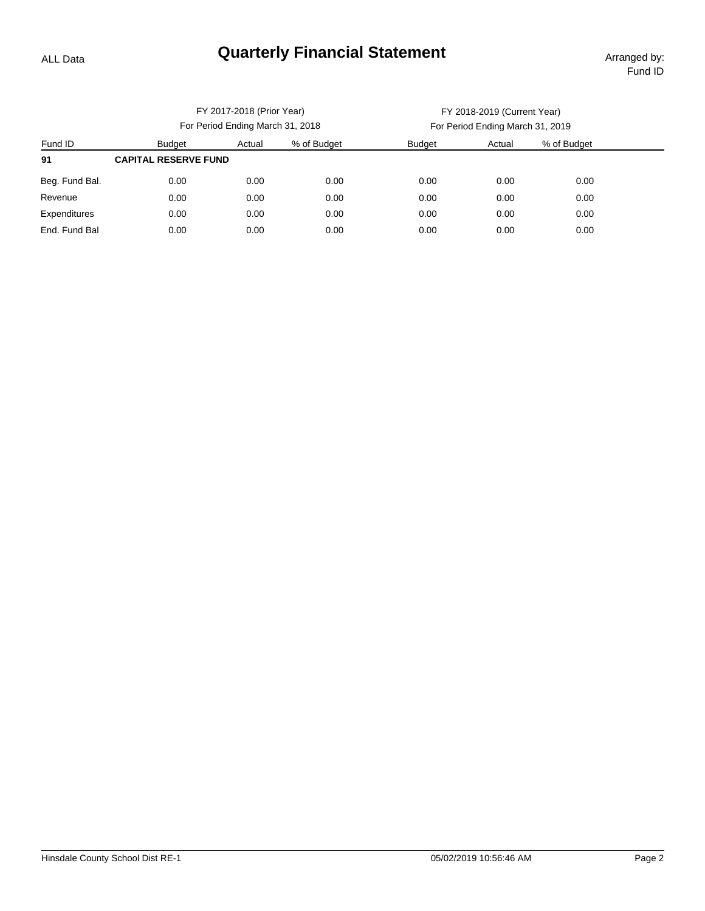ALL Data

# Quarterly Financial Statement

Arranged by:
Fund ID

| | FY 2017-2018 (Prior Year) For Period Ending March 31, 2018 | | | FY 2018-2019 (Current Year) For Period Ending March 31, 2019 | | |
|---|---|---|---|---|---|---|
| Fund ID | Budget | Actual | % of Budget | Budget | Actual | % of Budget |
| **91** | **CAPITAL RESERVE FUND** | | | | | |
| Beg. Fund Bal. | 0.00 | 0.00 | 0.00 | 0.00 | 0.00 | 0.00 |
| Revenue | 0.00 | 0.00 | 0.00 | 0.00 | 0.00 | 0.00 |
| Expenditures | 0.00 | 0.00 | 0.00 | 0.00 | 0.00 | 0.00 |
| End. Fund Bal | 0.00 | 0.00 | 0.00 | 0.00 | 0.00 | 0.00 |

Hinsdale County School Dist RE-1 05/02/2019 10:56:46 AM